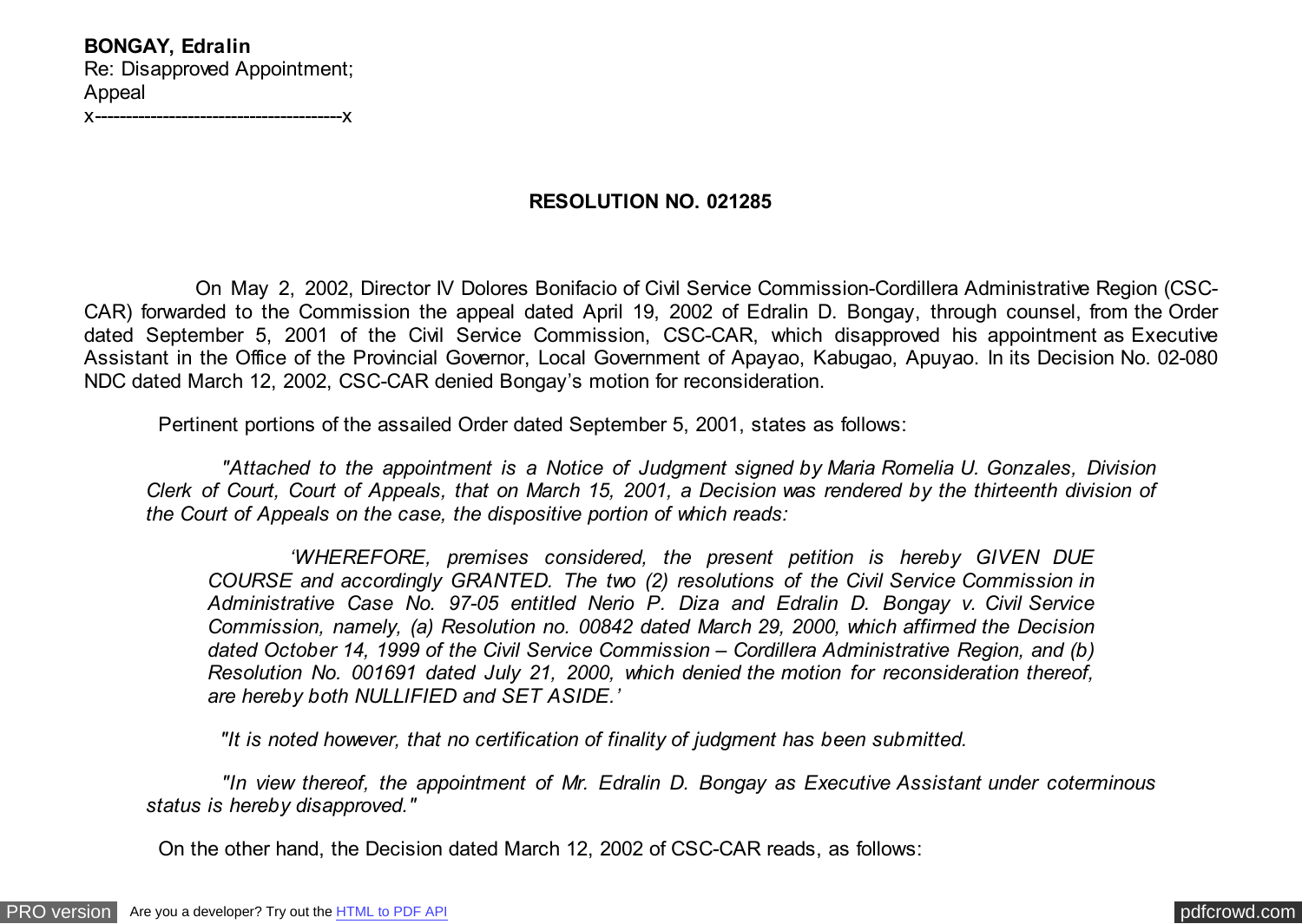**BONGAY, Edralin**
Re: Disapproved Appointment;
Appeal
x----------------------------------------x

**RESOLUTION NO. 021285**

On May 2, 2002, Director IV Dolores Bonifacio of Civil Service Commission-Cordillera Administrative Region (CSC-CAR) forwarded to the Commission the appeal dated April 19, 2002 of Edralin D. Bongay, through counsel, from the Order dated September 5, 2001 of the Civil Service Commission, CSC-CAR, which disapproved his appointment as Executive Assistant in the Office of the Provincial Governor, Local Government of Apayao, Kabugao, Apuyao. In its Decision No. 02-080 NDC dated March 12, 2002, CSC-CAR denied Bongay's motion for reconsideration.

Pertinent portions of the assailed Order dated September 5, 2001, states as follows:

> *"Attached to the appointment is a Notice of Judgment signed by Maria Romelia U. Gonzales, Division Clerk of Court, Court of Appeals, that on March 15, 2001, a Decision was rendered by the thirteenth division of the Court of Appeals on the case, the dispositive portion of which reads:*
>
> > *'WHEREFORE, premises considered, the present petition is hereby GIVEN DUE COURSE and accordingly GRANTED. The two (2) resolutions of the Civil Service Commission in Administrative Case No. 97-05 entitled Nerio P. Diza and Edralin D. Bongay v. Civil Service Commission, namely, (a) Resolution no. 00842 dated March 29, 2000, which affirmed the Decision dated October 14, 1999 of the Civil Service Commission – Cordillera Administrative Region, and (b) Resolution No. 001691 dated July 21, 2000, which denied the motion for reconsideration thereof, are hereby both NULLIFIED and SET ASIDE.'*
>
> *"It is noted however, that no certification of finality of judgment has been submitted.*
>
> *"In view thereof, the appointment of Mr. Edralin D. Bongay as Executive Assistant under coterminous status is hereby disapproved."*

On the other hand, the Decision dated March 12, 2002 of CSC-CAR reads, as follows: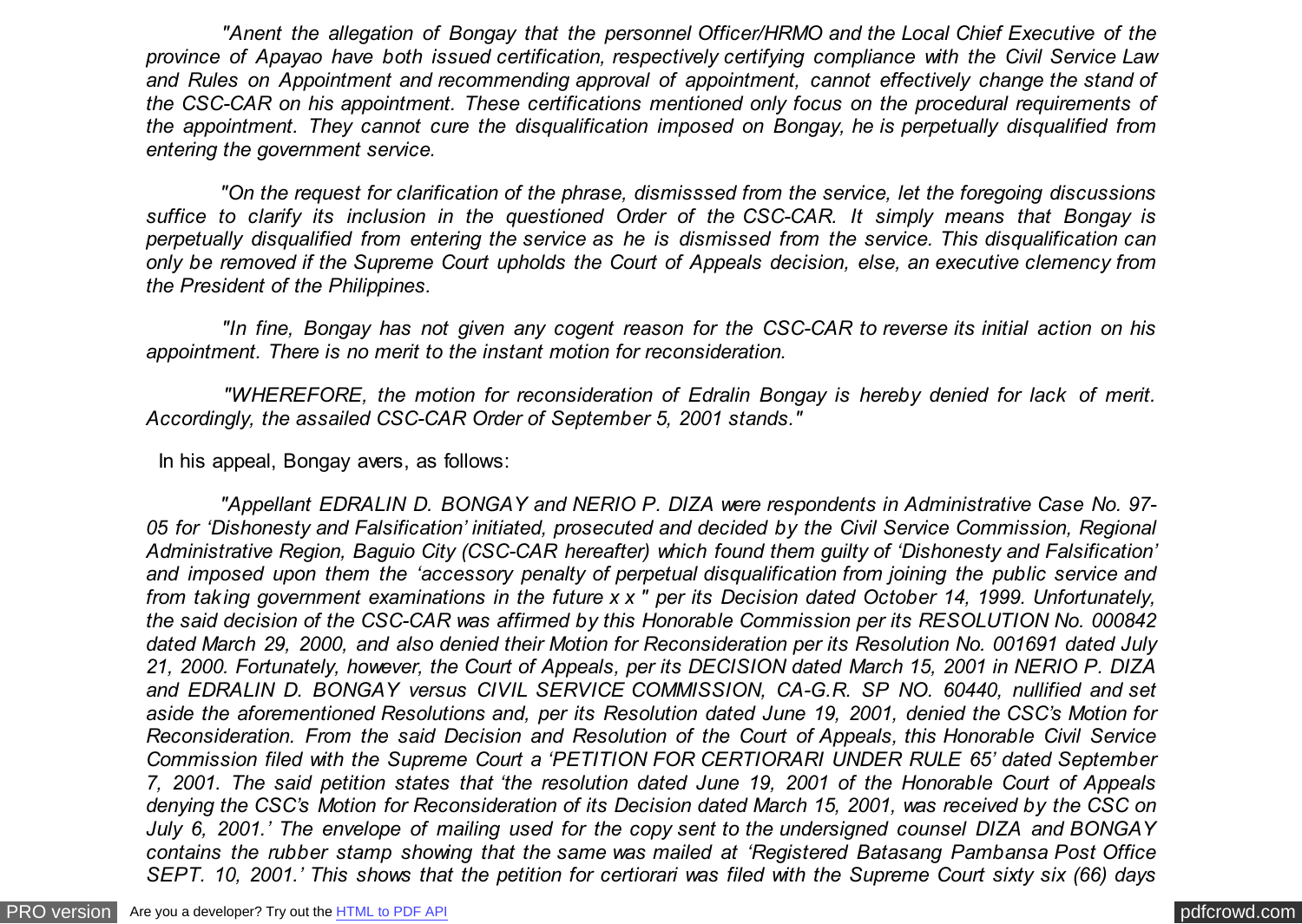*"Anent the allegation of Bongay that the personnel Officer/HRMO and the Local Chief Executive of the province of Apayao have both issued certification, respectively certifying compliance with the Civil Service Law and Rules on Appointment and recommending approval of appointment, cannot effectively change the stand of the CSC-CAR on his appointment. These certifications mentioned only focus on the procedural requirements of the appointment. They cannot cure the disqualification imposed on Bongay, he is perpetually disqualified from entering the government service.*

*"On the request for clarification of the phrase, dismisssed from the service, let the foregoing discussions suffice to clarify its inclusion in the questioned Order of the CSC-CAR. It simply means that Bongay is perpetually disqualified from entering the service as he is dismissed from the service. This disqualification can only be removed if the Supreme Court upholds the Court of Appeals decision, else, an executive clemency from the President of the Philippines.*

*"In fine, Bongay has not given any cogent reason for the CSC-CAR to reverse its initial action on his appointment. There is no merit to the instant motion for reconsideration.*

*"WHEREFORE, the motion for reconsideration of Edralin Bongay is hereby denied for lack of merit. Accordingly, the assailed CSC-CAR Order of September 5, 2001 stands."*

In his appeal, Bongay avers, as follows:

*"Appellant EDRALIN D. BONGAY and NERIO P. DIZA were respondents in Administrative Case No. 97-05 for 'Dishonesty and Falsification' initiated, prosecuted and decided by the Civil Service Commission, Regional Administrative Region, Baguio City (CSC-CAR hereafter) which found them guilty of 'Dishonesty and Falsification' and imposed upon them the 'accessory penalty of perpetual disqualification from joining the public service and from taking government examinations in the future x x " per its Decision dated October 14, 1999. Unfortunately, the said decision of the CSC-CAR was affirmed by this Honorable Commission per its RESOLUTION No. 000842 dated March 29, 2000, and also denied their Motion for Reconsideration per its Resolution No. 001691 dated July 21, 2000. Fortunately, however, the Court of Appeals, per its DECISION dated March 15, 2001 in NERIO P. DIZA and EDRALIN D. BONGAY versus CIVIL SERVICE COMMISSION, CA-G.R. SP NO. 60440, nullified and set aside the aforementioned Resolutions and, per its Resolution dated June 19, 2001, denied the CSC's Motion for Reconsideration. From the said Decision and Resolution of the Court of Appeals, this Honorable Civil Service Commission filed with the Supreme Court a 'PETITION FOR CERTIORARI UNDER RULE 65' dated September 7, 2001. The said petition states that 'the resolution dated June 19, 2001 of the Honorable Court of Appeals denying the CSC's Motion for Reconsideration of its Decision dated March 15, 2001, was received by the CSC on July 6, 2001.' The envelope of mailing used for the copy sent to the undersigned counsel DIZA and BONGAY contains the rubber stamp showing that the same was mailed at 'Registered Batasang Pambansa Post Office SEPT. 10, 2001.' This shows that the petition for certiorari was filed with the Supreme Court sixty six (66) days*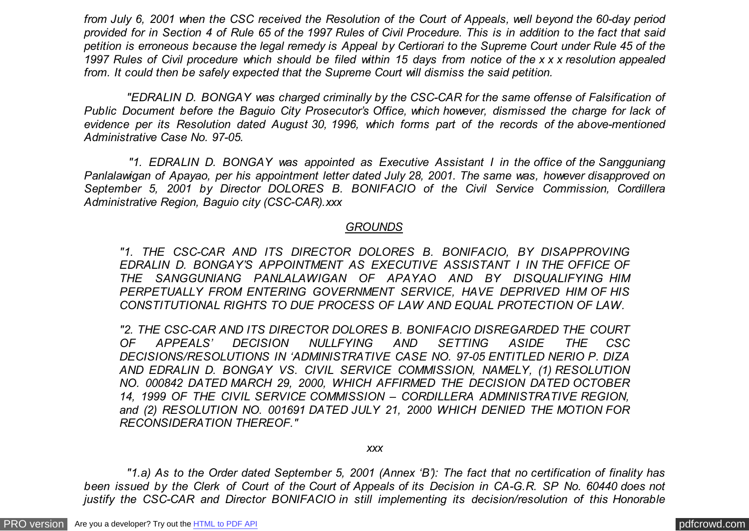*from July 6, 2001 when the CSC received the Resolution of the Court of Appeals, well beyond the 60-day period provided for in Section 4 of Rule 65 of the 1997 Rules of Civil Procedure. This is in addition to the fact that said petition is erroneous because the legal remedy is Appeal by Certiorari to the Supreme Court under Rule 45 of the 1997 Rules of Civil procedure which should be filed within 15 days from notice of the x x x resolution appealed from. It could then be safely expected that the Supreme Court will dismiss the said petition.*

*"EDRALIN D. BONGAY was charged criminally by the CSC-CAR for the same offense of Falsification of Public Document before the Baguio City Prosecutor's Office, which however, dismissed the charge for lack of evidence per its Resolution dated August 30, 1996, which forms part of the records of the above-mentioned Administrative Case No. 97-05.*

*"1. EDRALIN D. BONGAY was appointed as Executive Assistant I in the office of the Sangguniang Panlalawigan of Apayao, per his appointment letter dated July 28, 2001. The same was, however disapproved on September 5, 2001 by Director DOLORES B. BONIFACIO of the Civil Service Commission, Cordillera Administrative Region, Baguio city (CSC-CAR).xxx*

*<u>GROUNDS</u>*

*"1. THE CSC-CAR AND ITS DIRECTOR DOLORES B. BONIFACIO, BY DISAPPROVING EDRALIN D. BONGAY'S APPOINTMENT AS EXECUTIVE ASSISTANT I IN THE OFFICE OF THE SANGGUNIANG PANLALAWIGAN OF APAYAO AND BY DISQUALIFYING HIM PERPETUALLY FROM ENTERING GOVERNMENT SERVICE, HAVE DEPRIVED HIM OF HIS CONSTITUTIONAL RIGHTS TO DUE PROCESS OF LAW AND EQUAL PROTECTION OF LAW.*

*"2. THE CSC-CAR AND ITS DIRECTOR DOLORES B. BONIFACIO DISREGARDED THE COURT OF APPEALS' DECISION NULLFYING AND SETTING ASIDE THE CSC DECISIONS/RESOLUTIONS IN 'ADMINISTRATIVE CASE NO. 97-05 ENTITLED NERIO P. DIZA AND EDRALIN D. BONGAY VS. CIVIL SERVICE COMMISSION, NAMELY, (1) RESOLUTION NO. 000842 DATED MARCH 29, 2000, WHICH AFFIRMED THE DECISION DATED OCTOBER 14, 1999 OF THE CIVIL SERVICE COMMISSION – CORDILLERA ADMINISTRATIVE REGION, and (2) RESOLUTION NO. 001691 DATED JULY 21, 2000 WHICH DENIED THE MOTION FOR RECONSIDERATION THEREOF."*

*xxx*

*"1.a) As to the Order dated September 5, 2001 (Annex 'B'): The fact that no certification of finality has been issued by the Clerk of Court of the Court of Appeals of its Decision in CA-G.R. SP No. 60440 does not justify the CSC-CAR and Director BONIFACIO in still implementing its decision/resolution of this Honorable*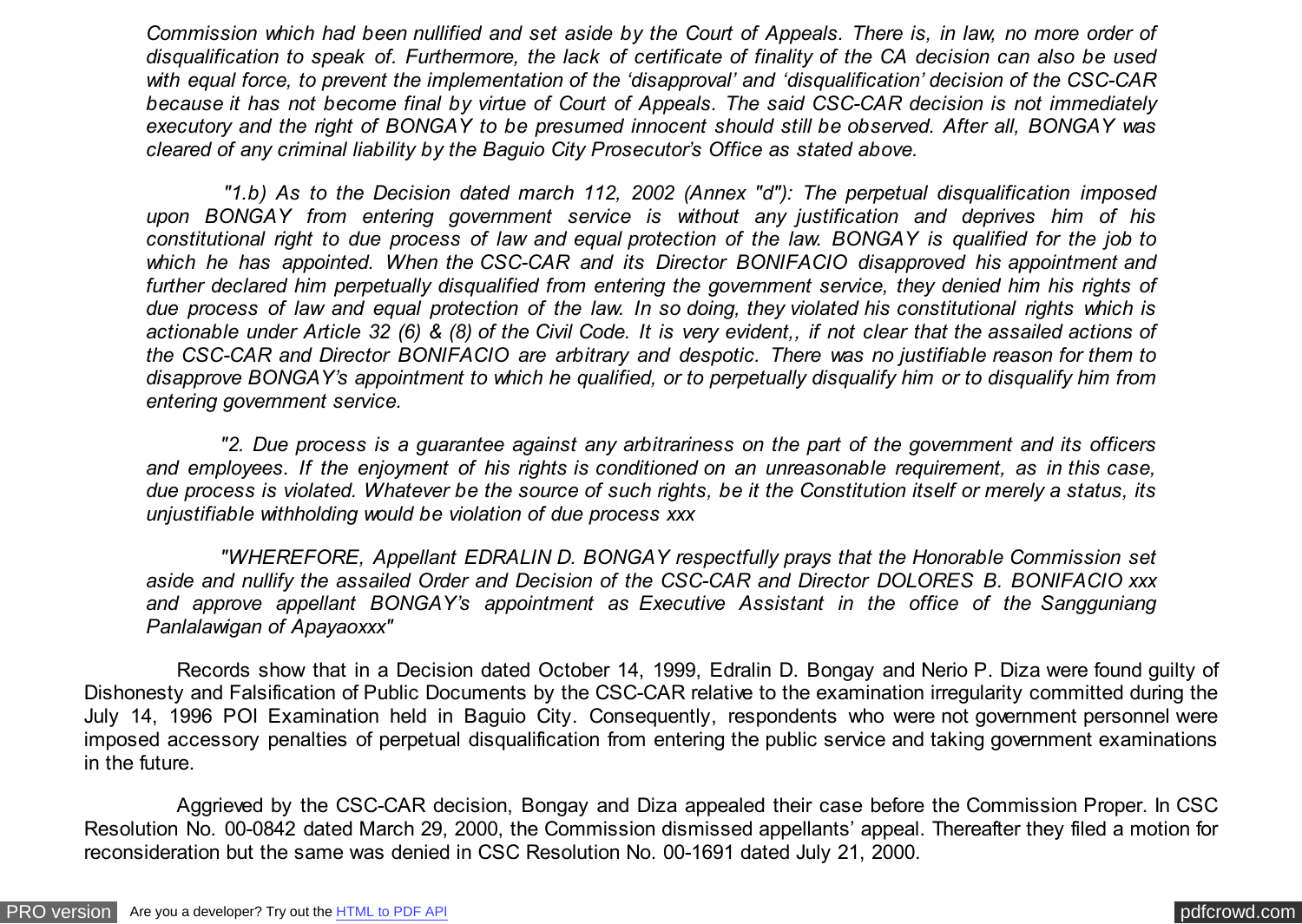*Commission which had been nullified and set aside by the Court of Appeals. There is, in law, no more order of disqualification to speak of. Furthermore, the lack of certificate of finality of the CA decision can also be used with equal force, to prevent the implementation of the 'disapproval' and 'disqualification' decision of the CSC-CAR because it has not become final by virtue of Court of Appeals. The said CSC-CAR decision is not immediately executory and the right of BONGAY to be presumed innocent should still be observed. After all, BONGAY was cleared of any criminal liability by the Baguio City Prosecutor's Office as stated above.*

*"1.b) As to the Decision dated march 112, 2002 (Annex "d"): The perpetual disqualification imposed upon BONGAY from entering government service is without any justification and deprives him of his constitutional right to due process of law and equal protection of the law. BONGAY is qualified for the job to which he has appointed. When the CSC-CAR and its Director BONIFACIO disapproved his appointment and further declared him perpetually disqualified from entering the government service, they denied him his rights of due process of law and equal protection of the law. In so doing, they violated his constitutional rights which is actionable under Article 32 (6) & (8) of the Civil Code. It is very evident,, if not clear that the assailed actions of the CSC-CAR and Director BONIFACIO are arbitrary and despotic. There was no justifiable reason for them to disapprove BONGAY's appointment to which he qualified, or to perpetually disqualify him or to disqualify him from entering government service.*

*"2. Due process is a guarantee against any arbitrariness on the part of the government and its officers and employees. If the enjoyment of his rights is conditioned on an unreasonable requirement, as in this case, due process is violated. Whatever be the source of such rights, be it the Constitution itself or merely a status, its unjustifiable withholding would be violation of due process xxx*

*"WHEREFORE, Appellant EDRALIN D. BONGAY respectfully prays that the Honorable Commission set aside and nullify the assailed Order and Decision of the CSC-CAR and Director DOLORES B. BONIFACIO xxx and approve appellant BONGAY's appointment as Executive Assistant in the office of the Sangguniang Panlalawigan of Apayaoxxx"*

Records show that in a Decision dated October 14, 1999, Edralin D. Bongay and Nerio P. Diza were found guilty of Dishonesty and Falsification of Public Documents by the CSC-CAR relative to the examination irregularity committed during the July 14, 1996 POI Examination held in Baguio City. Consequently, respondents who were not government personnel were imposed accessory penalties of perpetual disqualification from entering the public service and taking government examinations in the future.

Aggrieved by the CSC-CAR decision, Bongay and Diza appealed their case before the Commission Proper. In CSC Resolution No. 00-0842 dated March 29, 2000, the Commission dismissed appellants' appeal. Thereafter they filed a motion for reconsideration but the same was denied in CSC Resolution No. 00-1691 dated July 21, 2000.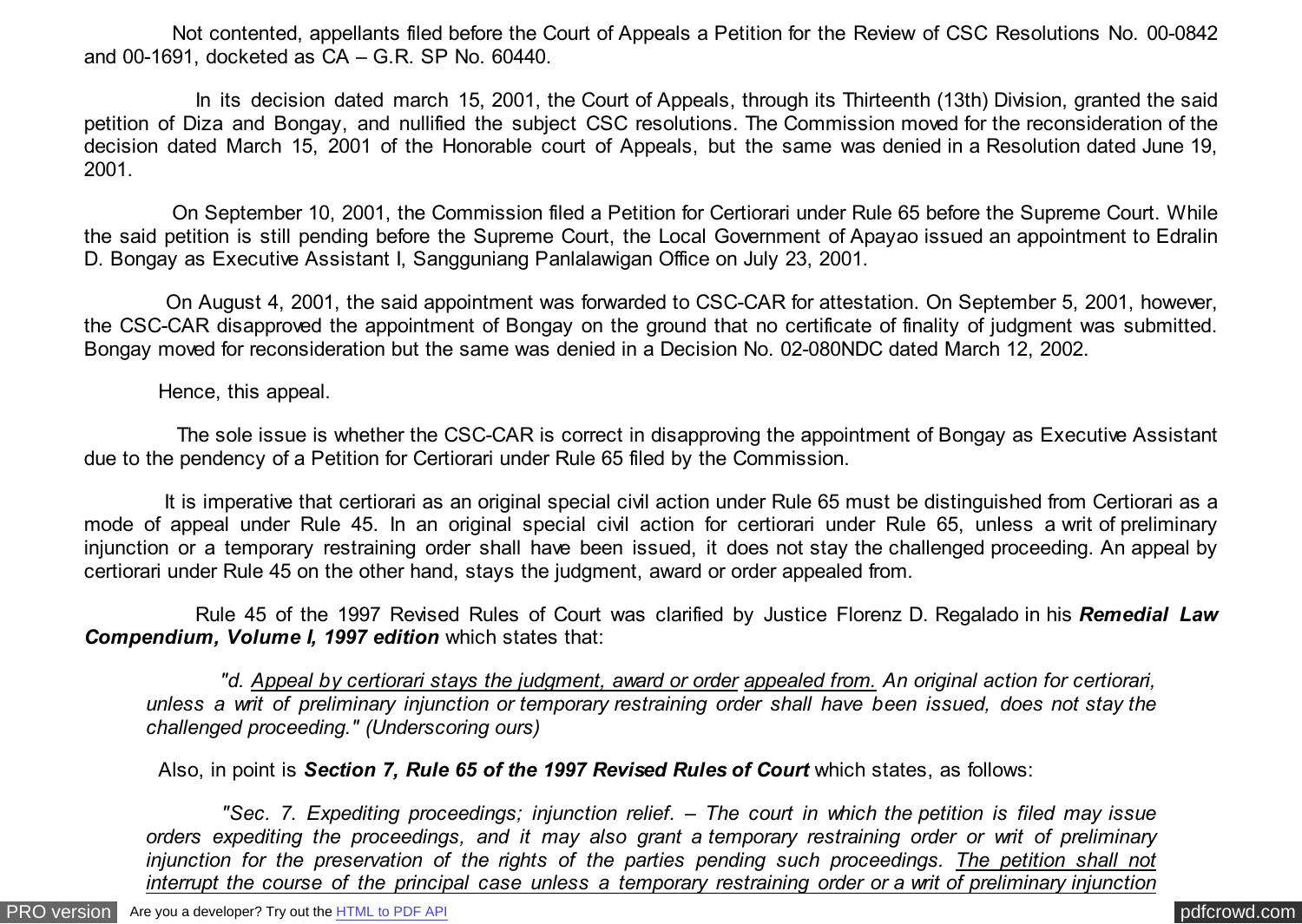Not contented, appellants filed before the Court of Appeals a Petition for the Review of CSC Resolutions No. 00-0842 and 00-1691, docketed as CA – G.R. SP No. 60440.

In its decision dated march 15, 2001, the Court of Appeals, through its Thirteenth (13th) Division, granted the said petition of Diza and Bongay, and nullified the subject CSC resolutions. The Commission moved for the reconsideration of the decision dated March 15, 2001 of the Honorable court of Appeals, but the same was denied in a Resolution dated June 19, 2001.

On September 10, 2001, the Commission filed a Petition for Certiorari under Rule 65 before the Supreme Court. While the said petition is still pending before the Supreme Court, the Local Government of Apayao issued an appointment to Edralin D. Bongay as Executive Assistant I, Sangguniang Panlalawigan Office on July 23, 2001.

On August 4, 2001, the said appointment was forwarded to CSC-CAR for attestation. On September 5, 2001, however, the CSC-CAR disapproved the appointment of Bongay on the ground that no certificate of finality of judgment was submitted. Bongay moved for reconsideration but the same was denied in a Decision No. 02-080NDC dated March 12, 2002.

Hence, this appeal.

The sole issue is whether the CSC-CAR is correct in disapproving the appointment of Bongay as Executive Assistant due to the pendency of a Petition for Certiorari under Rule 65 filed by the Commission.

It is imperative that certiorari as an original special civil action under Rule 65 must be distinguished from Certiorari as a mode of appeal under Rule 45. In an original special civil action for certiorari under Rule 65, unless a writ of preliminary injunction or a temporary restraining order shall have been issued, it does not stay the challenged proceeding. An appeal by certiorari under Rule 45 on the other hand, stays the judgment, award or order appealed from.

Rule 45 of the 1997 Revised Rules of Court was clarified by Justice Florenz D. Regalado in his ***Remedial Law Compendium, Volume I, 1997 edition*** which states that:

> *"d. <u>Appeal by certiorari stays the judgment, award or order</u> <u>appealed from.</u> An original action for certiorari, unless a writ of preliminary injunction or temporary restraining order shall have been issued, does not stay the challenged proceeding." (Underscoring ours)*

Also, in point is ***Section 7, Rule 65 of the 1997 Revised Rules of Court*** which states, as follows:

> *"Sec. 7. Expediting proceedings; injunction relief. – The court in which the petition is filed may issue orders expediting the proceedings, and it may also grant a temporary restraining order or writ of preliminary injunction for the preservation of the rights of the parties pending such proceedings. <u>The petition shall not interrupt the course of the principal case unless a temporary restraining order or a writ of preliminary injunction</u>*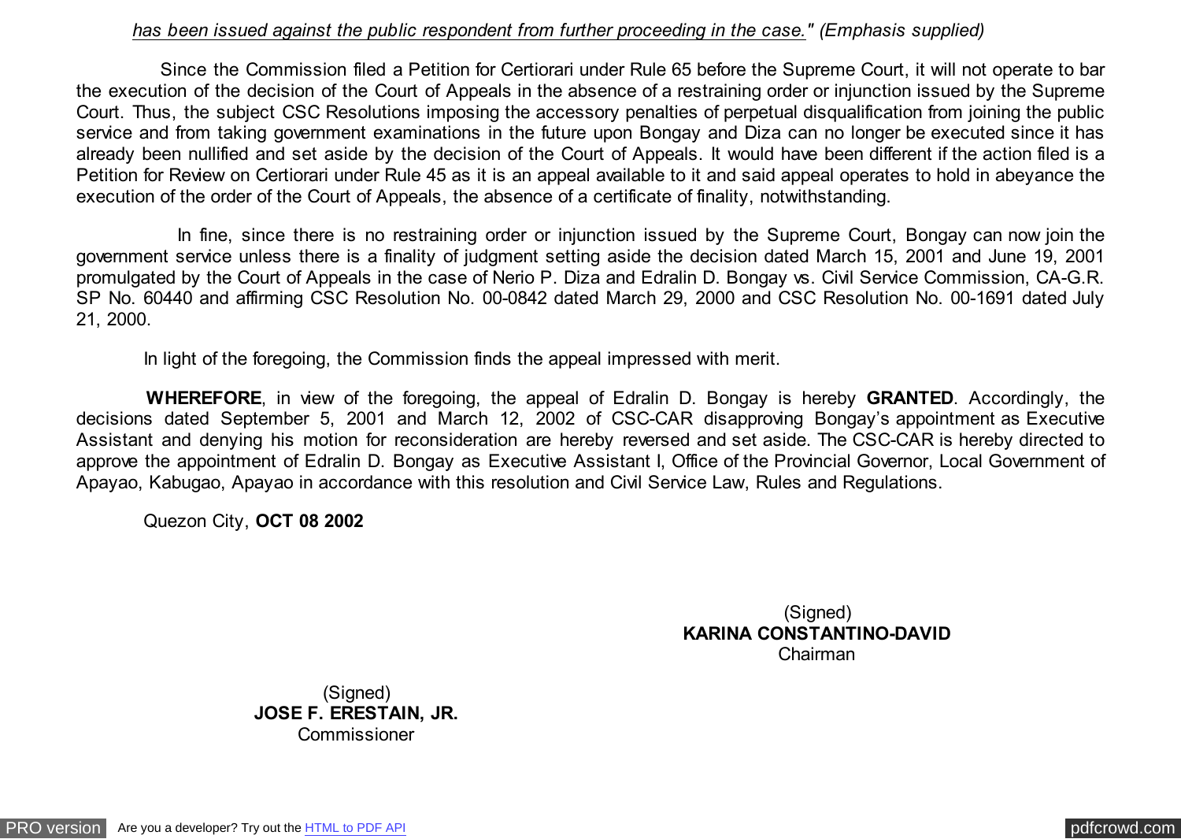*<u>has been issued against the public respondent from further proceeding in the case.</u>" (Emphasis supplied)*

Since the Commission filed a Petition for Certiorari under Rule 65 before the Supreme Court, it will not operate to bar the execution of the decision of the Court of Appeals in the absence of a restraining order or injunction issued by the Supreme Court. Thus, the subject CSC Resolutions imposing the accessory penalties of perpetual disqualification from joining the public service and from taking government examinations in the future upon Bongay and Diza can no longer be executed since it has already been nullified and set aside by the decision of the Court of Appeals. It would have been different if the action filed is a Petition for Review on Certiorari under Rule 45 as it is an appeal available to it and said appeal operates to hold in abeyance the execution of the order of the Court of Appeals, the absence of a certificate of finality, notwithstanding.

In fine, since there is no restraining order or injunction issued by the Supreme Court, Bongay can now join the government service unless there is a finality of judgment setting aside the decision dated March 15, 2001 and June 19, 2001 promulgated by the Court of Appeals in the case of Nerio P. Diza and Edralin D. Bongay vs. Civil Service Commission, CA-G.R. SP No. 60440 and affirming CSC Resolution No. 00-0842 dated March 29, 2000 and CSC Resolution No. 00-1691 dated July 21, 2000.

In light of the foregoing, the Commission finds the appeal impressed with merit.

**WHEREFORE**, in view of the foregoing, the appeal of Edralin D. Bongay is hereby **GRANTED**. Accordingly, the decisions dated September 5, 2001 and March 12, 2002 of CSC-CAR disapproving Bongay's appointment as Executive Assistant and denying his motion for reconsideration are hereby reversed and set aside. The CSC-CAR is hereby directed to approve the appointment of Edralin D. Bongay as Executive Assistant I, Office of the Provincial Governor, Local Government of Apayao, Kabugao, Apayao in accordance with this resolution and Civil Service Law, Rules and Regulations.

Quezon City, **OCT 08 2002**

(Signed)
**KARINA CONSTANTINO-DAVID**
Chairman

(Signed)
**JOSE F. ERESTAIN, JR.**
Commissioner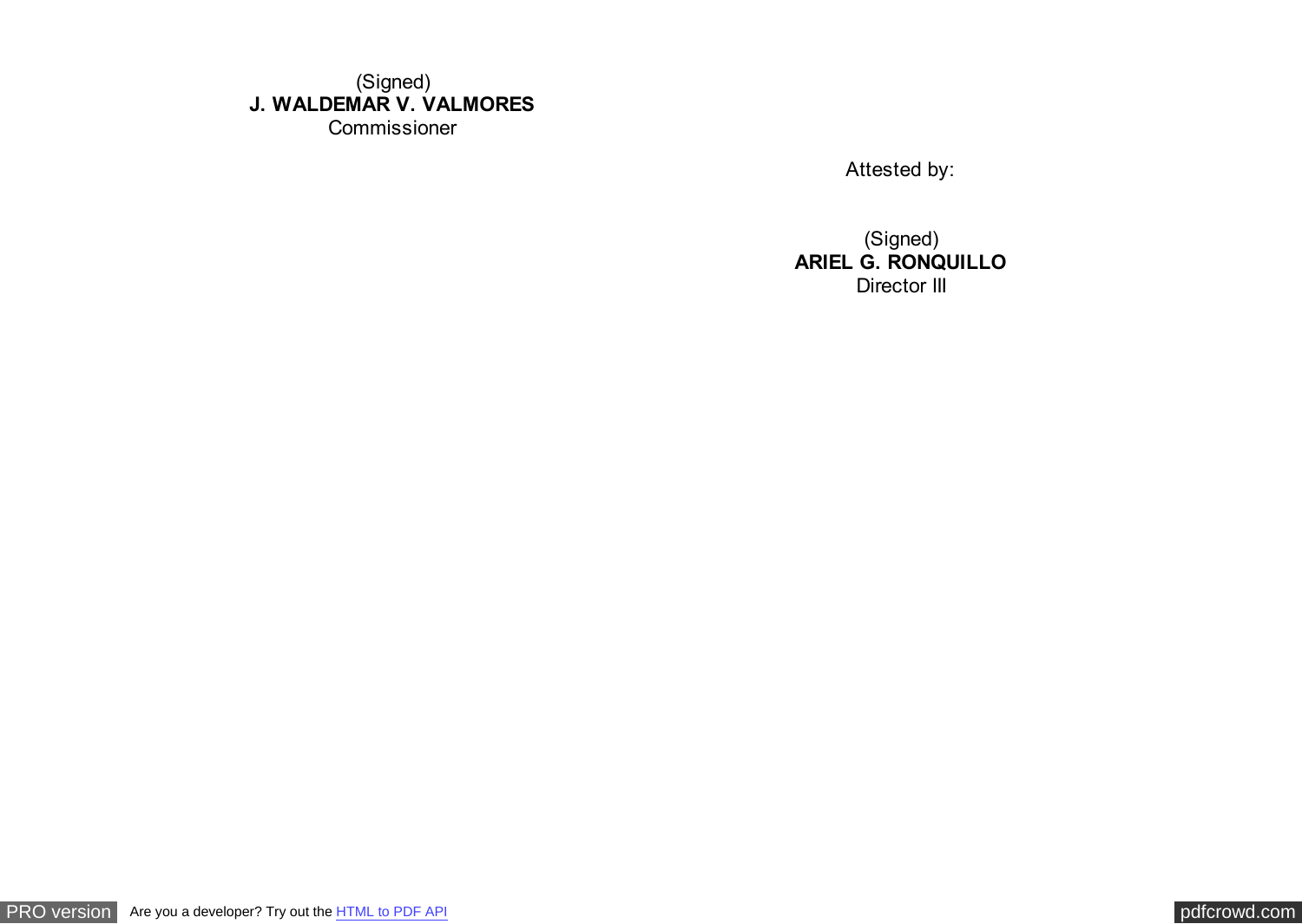(Signed)
**J. WALDEMAR V. VALMORES**
Commissioner

Attested by:

(Signed)
**ARIEL G. RONQUILLO**
Director III